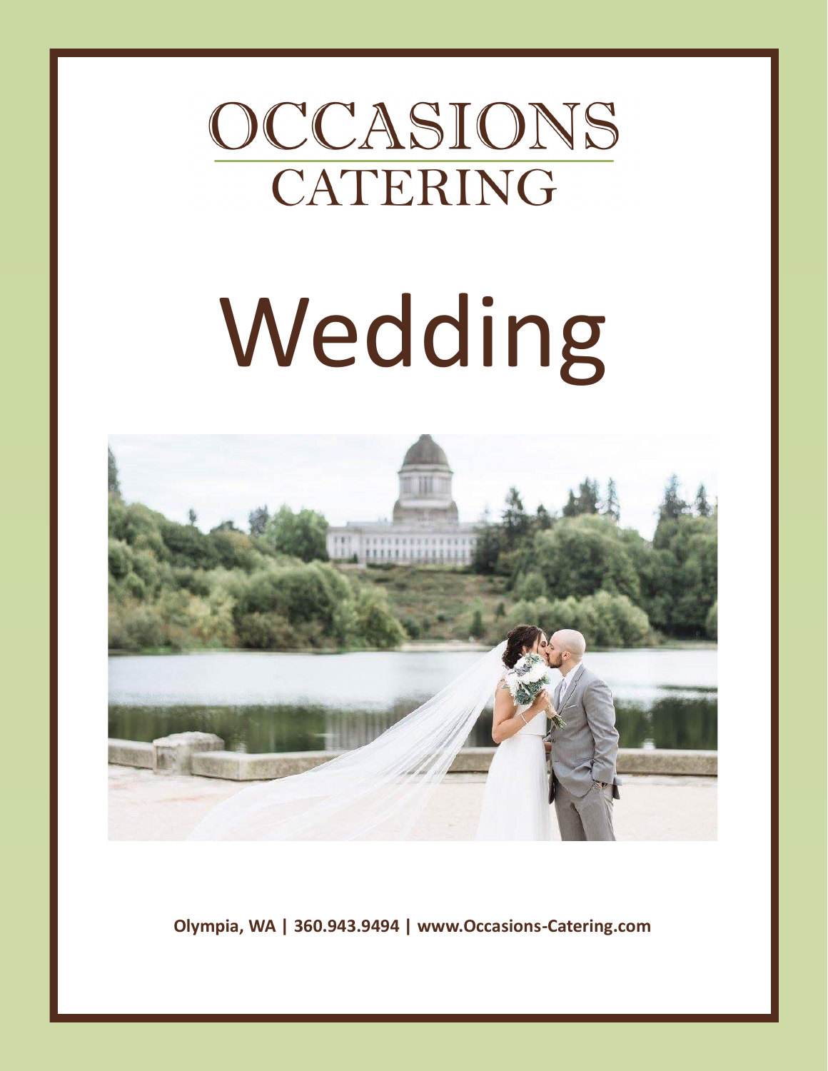# OCCASIONS CATERING

# Wedding

**Olympia, WA | 360.943.9494 | www.Occasions-Catering.com**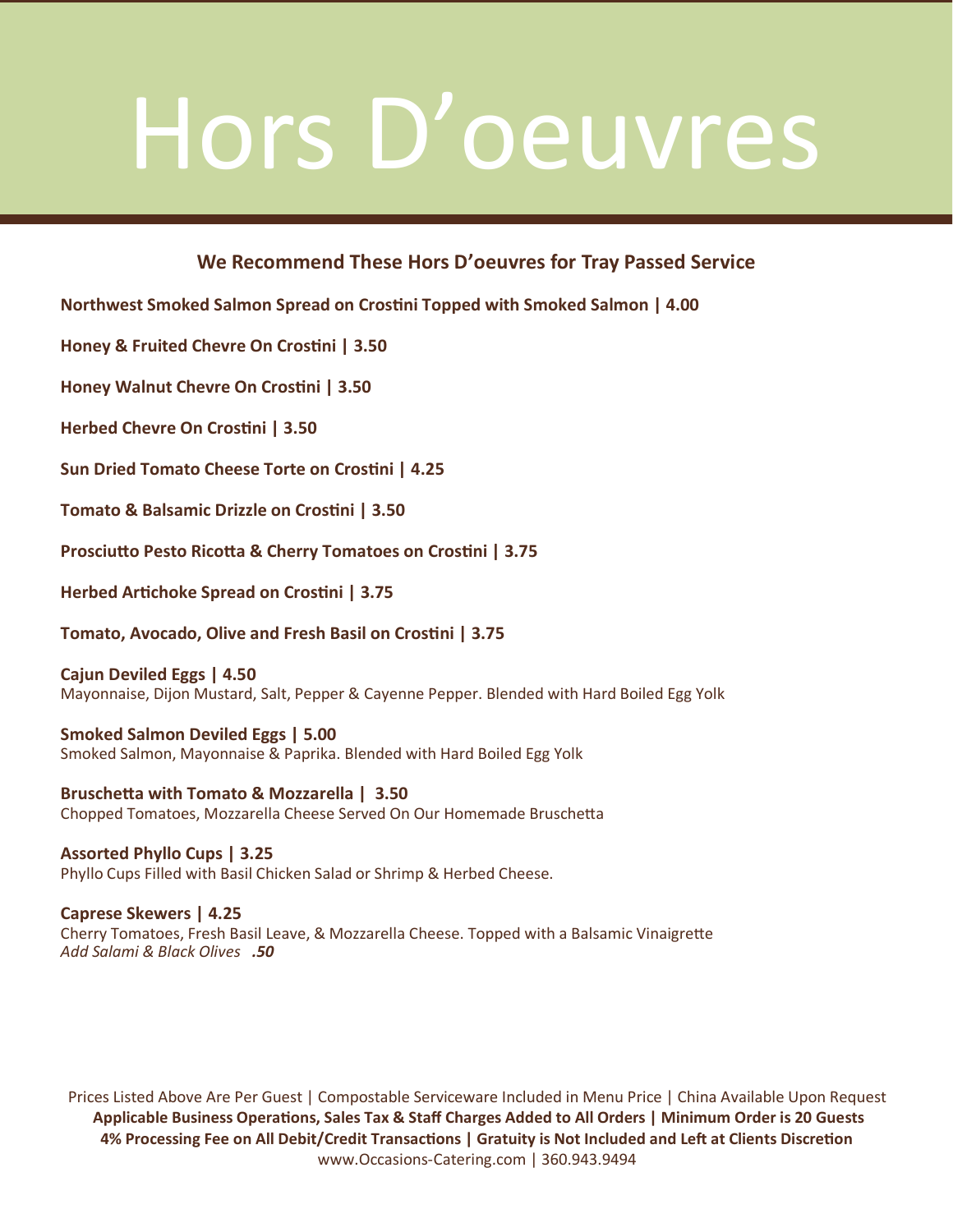# Hors D'oeuvres

## We Recommend These Hors D'oeuvres for Tray Passed Service

**Northwest Smoked Salmon Spread on Crostini Topped with Smoked Salmon | 4.00**

**Honey & Fruited Chevre On Crostini | 3.50**

**Honey Walnut Chevre On Crostini | 3.50**

**Herbed Chevre On Crostini | 3.50**

**Sun Dried Tomato Cheese Torte on Crostini | 4.25**

**Tomato & Balsamic Drizzle on Crostini | 3.50**

**Prosciutto Pesto Ricotta & Cherry Tomatoes on Crostini | 3.75**

**Herbed Artichoke Spread on Crostini | 3.75**

**Tomato, Avocado, Olive and Fresh Basil on Crostini | 3.75**

**Cajun Deviled Eggs | 4.50**
Mayonnaise, Dijon Mustard, Salt, Pepper & Cayenne Pepper. Blended with Hard Boiled Egg Yolk

**Smoked Salmon Deviled Eggs | 5.00**
Smoked Salmon, Mayonnaise & Paprika. Blended with Hard Boiled Egg Yolk

**Bruschetta with Tomato & Mozzarella | 3.50**
Chopped Tomatoes, Mozzarella Cheese Served On Our Homemade Bruschetta

**Assorted Phyllo Cups | 3.25**
Phyllo Cups Filled with Basil Chicken Salad or Shrimp & Herbed Cheese.

**Caprese Skewers | 4.25**
Cherry Tomatoes, Fresh Basil Leave, & Mozzarella Cheese. Topped with a Balsamic Vinaigrette
*Add Salami & Black Olives* ***.50***

Prices Listed Above Are Per Guest | Compostable Serviceware Included in Menu Price | China Available Upon Request
**Applicable Business Operations, Sales Tax & Staff Charges Added to All Orders | Minimum Order is 20 Guests**
**4% Processing Fee on All Debit/Credit Transactions | Gratuity is Not Included and Left at Clients Discretion**
www.Occasions-Catering.com | 360.943.9494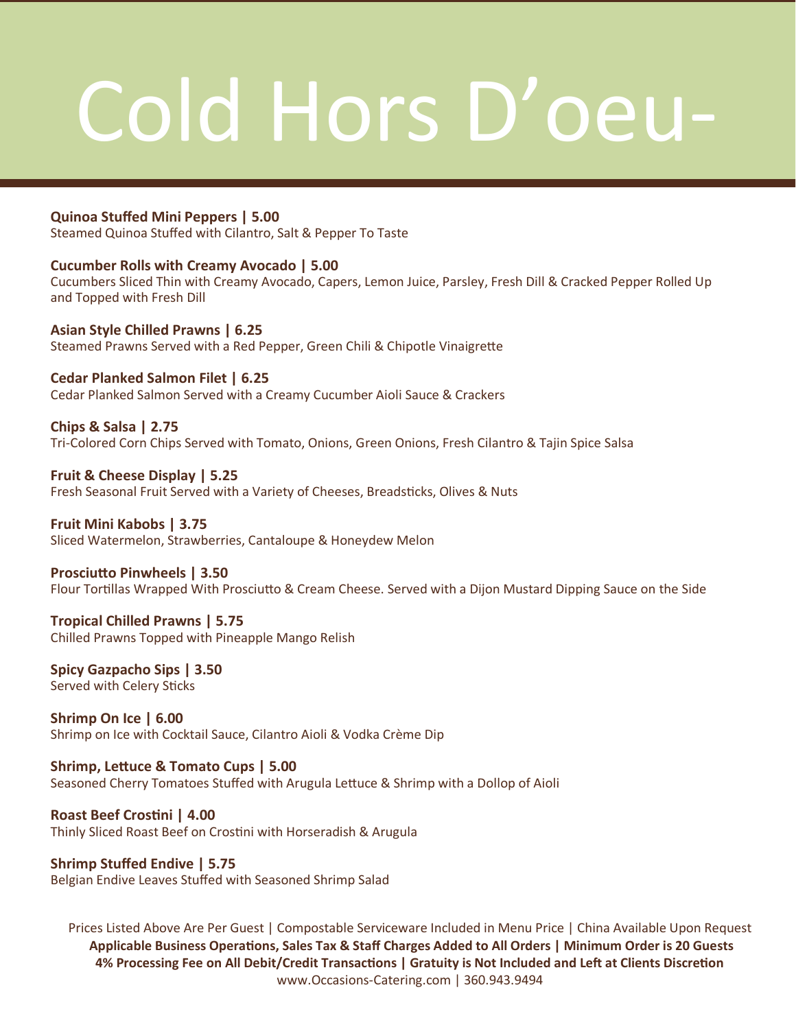# Cold Hors D'oeu-

**Quinoa Stuffed Mini Peppers | 5.00**
Steamed Quinoa Stuffed with Cilantro, Salt & Pepper To Taste

**Cucumber Rolls with Creamy Avocado | 5.00**
Cucumbers Sliced Thin with Creamy Avocado, Capers, Lemon Juice, Parsley, Fresh Dill & Cracked Pepper Rolled Up and Topped with Fresh Dill

**Asian Style Chilled Prawns | 6.25**
Steamed Prawns Served with a Red Pepper, Green Chili & Chipotle Vinaigrette

**Cedar Planked Salmon Filet | 6.25**
Cedar Planked Salmon Served with a Creamy Cucumber Aioli Sauce & Crackers

**Chips & Salsa | 2.75**
Tri-Colored Corn Chips Served with Tomato, Onions, Green Onions, Fresh Cilantro & Tajin Spice Salsa

**Fruit & Cheese Display | 5.25**
Fresh Seasonal Fruit Served with a Variety of Cheeses, Breadsticks, Olives & Nuts

**Fruit Mini Kabobs | 3.75**
Sliced Watermelon, Strawberries, Cantaloupe & Honeydew Melon

**Prosciutto Pinwheels | 3.50**
Flour Tortillas Wrapped With Prosciutto & Cream Cheese. Served with a Dijon Mustard Dipping Sauce on the Side

**Tropical Chilled Prawns | 5.75**
Chilled Prawns Topped with Pineapple Mango Relish

**Spicy Gazpacho Sips | 3.50**
Served with Celery Sticks

**Shrimp On Ice | 6.00**
Shrimp on Ice with Cocktail Sauce, Cilantro Aioli & Vodka Crème Dip

**Shrimp, Lettuce & Tomato Cups | 5.00**
Seasoned Cherry Tomatoes Stuffed with Arugula Lettuce & Shrimp with a Dollop of Aioli

**Roast Beef Crostini | 4.00**
Thinly Sliced Roast Beef on Crostini with Horseradish & Arugula

**Shrimp Stuffed Endive | 5.75**
Belgian Endive Leaves Stuffed with Seasoned Shrimp Salad

Prices Listed Above Are Per Guest | Compostable Serviceware Included in Menu Price | China Available Upon Request
**Applicable Business Operations, Sales Tax & Staff Charges Added to All Orders | Minimum Order is 20 Guests**
**4% Processing Fee on All Debit/Credit Transactions | Gratuity is Not Included and Left at Clients Discretion**
www.Occasions-Catering.com | 360.943.9494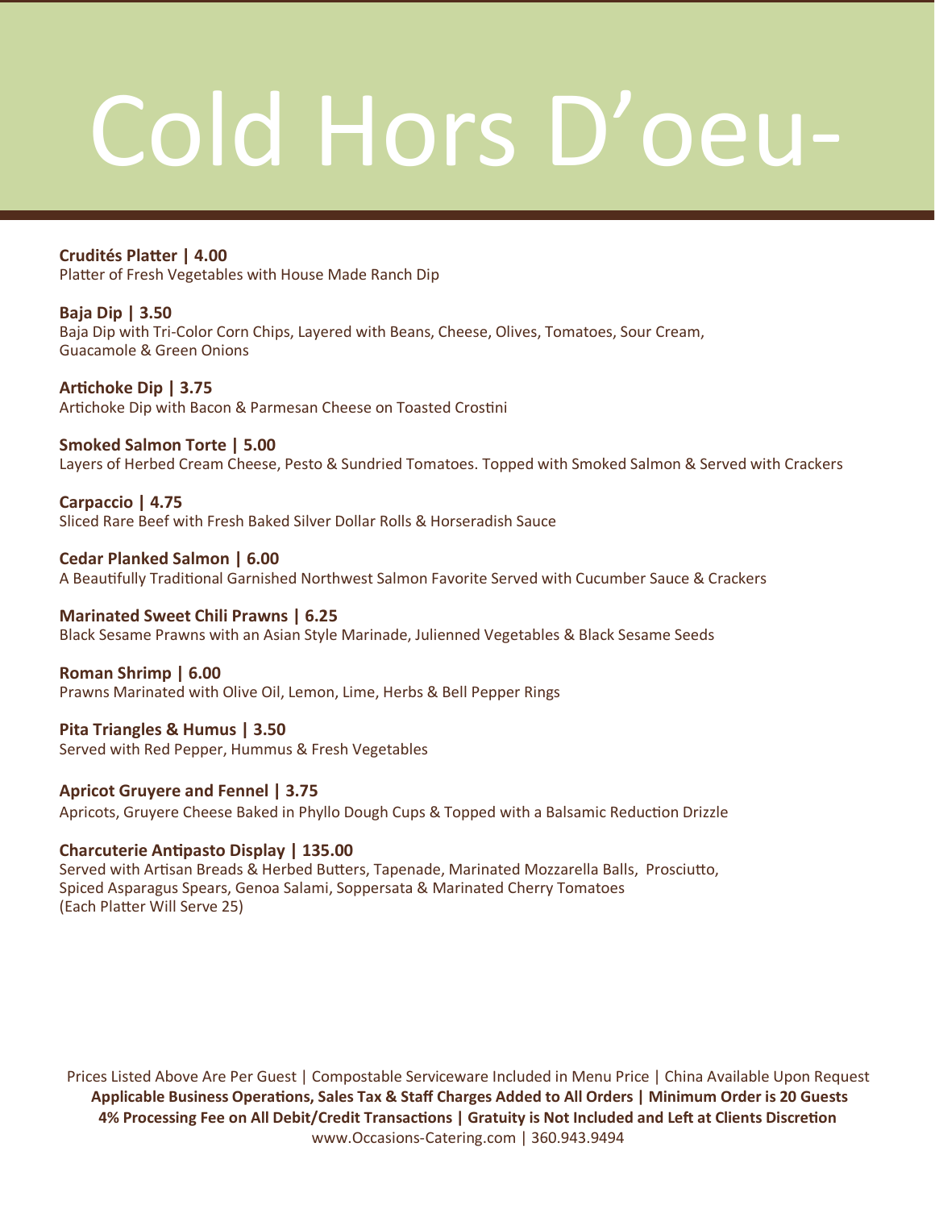# Cold Hors D'oeu-

**Crudités Platter | 4.00**
Platter of Fresh Vegetables with House Made Ranch Dip

**Baja Dip | 3.50**
Baja Dip with Tri-Color Corn Chips, Layered with Beans, Cheese, Olives, Tomatoes, Sour Cream, Guacamole & Green Onions

**Artichoke Dip | 3.75**
Artichoke Dip with Bacon & Parmesan Cheese on Toasted Crostini

**Smoked Salmon Torte | 5.00**
Layers of Herbed Cream Cheese, Pesto & Sundried Tomatoes. Topped with Smoked Salmon & Served with Crackers

**Carpaccio | 4.75**
Sliced Rare Beef with Fresh Baked Silver Dollar Rolls & Horseradish Sauce

**Cedar Planked Salmon | 6.00**
A Beautifully Traditional Garnished Northwest Salmon Favorite Served with Cucumber Sauce & Crackers

**Marinated Sweet Chili Prawns | 6.25**
Black Sesame Prawns with an Asian Style Marinade, Julienned Vegetables & Black Sesame Seeds

**Roman Shrimp | 6.00**
Prawns Marinated with Olive Oil, Lemon, Lime, Herbs & Bell Pepper Rings

**Pita Triangles & Humus | 3.50**
Served with Red Pepper, Hummus & Fresh Vegetables

**Apricot Gruyere and Fennel | 3.75**
Apricots, Gruyere Cheese Baked in Phyllo Dough Cups & Topped with a Balsamic Reduction Drizzle

**Charcuterie Antipasto Display | 135.00**
Served with Artisan Breads & Herbed Butters, Tapenade, Marinated Mozzarella Balls, Prosciutto, Spiced Asparagus Spears, Genoa Salami, Soppersata & Marinated Cherry Tomatoes
(Each Platter Will Serve 25)

Prices Listed Above Are Per Guest | Compostable Serviceware Included in Menu Price | China Available Upon Request
**Applicable Business Operations, Sales Tax & Staff Charges Added to All Orders | Minimum Order is 20 Guests**
**4% Processing Fee on All Debit/Credit Transactions | Gratuity is Not Included and Left at Clients Discretion**
www.Occasions-Catering.com | 360.943.9494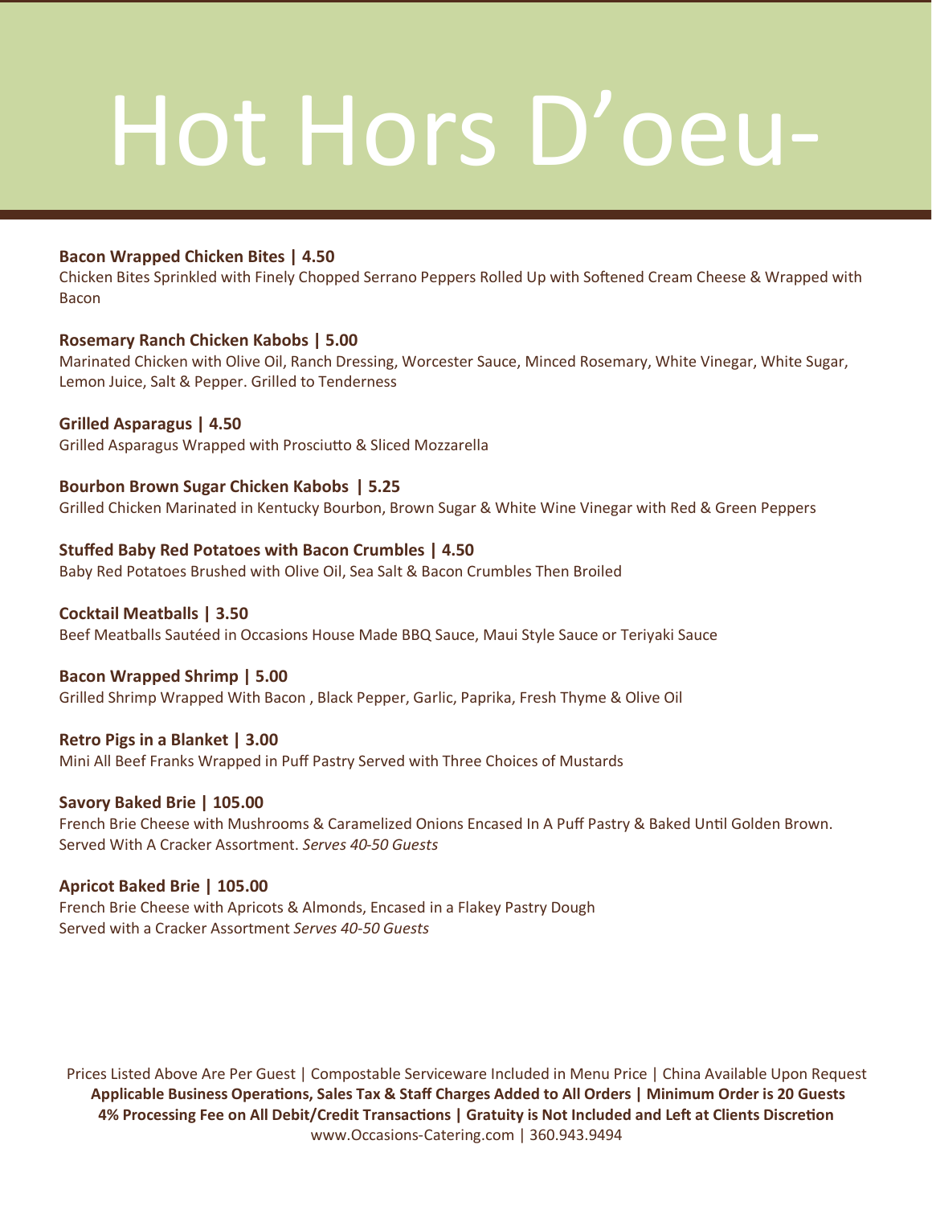# Hot Hors D'oeu-

**Bacon Wrapped Chicken Bites | 4.50**
Chicken Bites Sprinkled with Finely Chopped Serrano Peppers Rolled Up with Softened Cream Cheese & Wrapped with Bacon

**Rosemary Ranch Chicken Kabobs | 5.00**
Marinated Chicken with Olive Oil, Ranch Dressing, Worcester Sauce, Minced Rosemary, White Vinegar, White Sugar, Lemon Juice, Salt & Pepper. Grilled to Tenderness

**Grilled Asparagus | 4.50**
Grilled Asparagus Wrapped with Prosciutto & Sliced Mozzarella

**Bourbon Brown Sugar Chicken Kabobs | 5.25**
Grilled Chicken Marinated in Kentucky Bourbon, Brown Sugar & White Wine Vinegar with Red & Green Peppers

**Stuffed Baby Red Potatoes with Bacon Crumbles | 4.50**
Baby Red Potatoes Brushed with Olive Oil, Sea Salt & Bacon Crumbles Then Broiled

**Cocktail Meatballs | 3.50**
Beef Meatballs Sautéed in Occasions House Made BBQ Sauce, Maui Style Sauce or Teriyaki Sauce

**Bacon Wrapped Shrimp | 5.00**
Grilled Shrimp Wrapped With Bacon , Black Pepper, Garlic, Paprika, Fresh Thyme & Olive Oil

**Retro Pigs in a Blanket | 3.00**
Mini All Beef Franks Wrapped in Puff Pastry Served with Three Choices of Mustards

**Savory Baked Brie | 105.00**
French Brie Cheese with Mushrooms & Caramelized Onions Encased In A Puff Pastry & Baked Until Golden Brown. Served With A Cracker Assortment. *Serves 40-50 Guests*

**Apricot Baked Brie | 105.00**
French Brie Cheese with Apricots & Almonds, Encased in a Flakey Pastry Dough
Served with a Cracker Assortment *Serves 40-50 Guests*

Prices Listed Above Are Per Guest | Compostable Serviceware Included in Menu Price | China Available Upon Request
**Applicable Business Operations, Sales Tax & Staff Charges Added to All Orders | Minimum Order is 20 Guests**
**4% Processing Fee on All Debit/Credit Transactions | Gratuity is Not Included and Left at Clients Discretion**
www.Occasions-Catering.com | 360.943.9494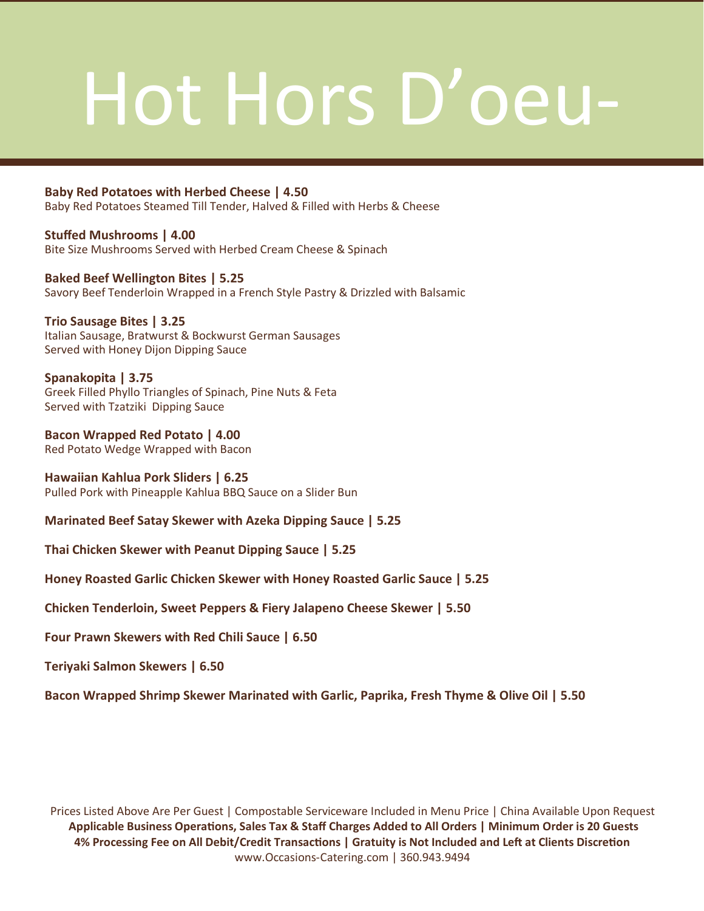# Hot Hors D'oeu-

**Baby Red Potatoes with Herbed Cheese | 4.50**
Baby Red Potatoes Steamed Till Tender, Halved & Filled with Herbs & Cheese

**Stuffed Mushrooms | 4.00**
Bite Size Mushrooms Served with Herbed Cream Cheese & Spinach

**Baked Beef Wellington Bites | 5.25**
Savory Beef Tenderloin Wrapped in a French Style Pastry & Drizzled with Balsamic

**Trio Sausage Bites | 3.25**
Italian Sausage, Bratwurst & Bockwurst German Sausages
Served with Honey Dijon Dipping Sauce

**Spanakopita | 3.75**
Greek Filled Phyllo Triangles of Spinach, Pine Nuts & Feta
Served with Tzatziki Dipping Sauce

**Bacon Wrapped Red Potato | 4.00**
Red Potato Wedge Wrapped with Bacon

**Hawaiian Kahlua Pork Sliders | 6.25**
Pulled Pork with Pineapple Kahlua BBQ Sauce on a Slider Bun

**Marinated Beef Satay Skewer with Azeka Dipping Sauce | 5.25**

**Thai Chicken Skewer with Peanut Dipping Sauce | 5.25**

**Honey Roasted Garlic Chicken Skewer with Honey Roasted Garlic Sauce | 5.25**

**Chicken Tenderloin, Sweet Peppers & Fiery Jalapeno Cheese Skewer | 5.50**

**Four Prawn Skewers with Red Chili Sauce | 6.50**

**Teriyaki Salmon Skewers | 6.50**

**Bacon Wrapped Shrimp Skewer Marinated with Garlic, Paprika, Fresh Thyme & Olive Oil | 5.50**

Prices Listed Above Are Per Guest | Compostable Serviceware Included in Menu Price | China Available Upon Request
**Applicable Business Operations, Sales Tax & Staff Charges Added to All Orders | Minimum Order is 20 Guests**
**4% Processing Fee on All Debit/Credit Transactions | Gratuity is Not Included and Left at Clients Discretion**
www.Occasions-Catering.com | 360.943.9494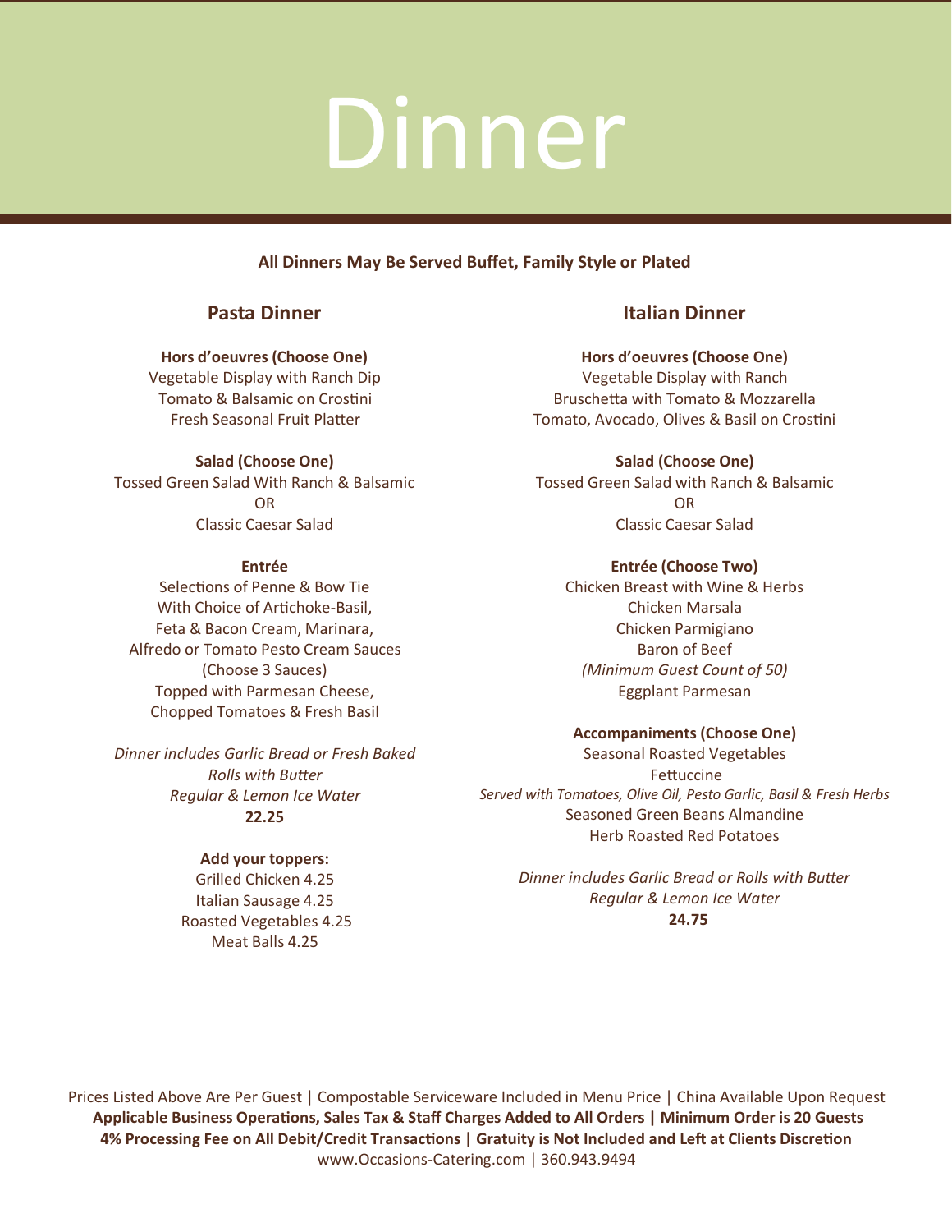# Dinner

**All Dinners May Be Served Buffet, Family Style or Plated**

## Pasta Dinner

**Hors d'oeuvres (Choose One)**

Vegetable Display with Ranch Dip
Tomato & Balsamic on Crostini
Fresh Seasonal Fruit Platter

**Salad (Choose One)**

Tossed Green Salad With Ranch & Balsamic
OR
Classic Caesar Salad

**Entrée**

Selections of Penne & Bow Tie
With Choice of Artichoke-Basil,
Feta & Bacon Cream, Marinara,
Alfredo or Tomato Pesto Cream Sauces
(Choose 3 Sauces)
Topped with Parmesan Cheese,
Chopped Tomatoes & Fresh Basil

*Dinner includes Garlic Bread or Fresh Baked Rolls with Butter*
*Regular & Lemon Ice Water*

**22.25**

**Add your toppers:**

Grilled Chicken 4.25
Italian Sausage 4.25
Roasted Vegetables 4.25
Meat Balls 4.25

## Italian Dinner

**Hors d'oeuvres (Choose One)**

Vegetable Display with Ranch
Bruschetta with Tomato & Mozzarella
Tomato, Avocado, Olives & Basil on Crostini

**Salad (Choose One)**

Tossed Green Salad with Ranch & Balsamic
OR
Classic Caesar Salad

**Entrée (Choose Two)**

Chicken Breast with Wine & Herbs
Chicken Marsala
Chicken Parmigiano
Baron of Beef
*(Minimum Guest Count of 50)*
Eggplant Parmesan

**Accompaniments (Choose One)**

Seasonal Roasted Vegetables
Fettuccine
*Served with Tomatoes, Olive Oil, Pesto Garlic, Basil & Fresh Herbs*
Seasoned Green Beans Almandine
Herb Roasted Red Potatoes

*Dinner includes Garlic Bread or Rolls with Butter*
*Regular & Lemon Ice Water*

**24.75**

Prices Listed Above Are Per Guest | Compostable Serviceware Included in Menu Price | China Available Upon Request
**Applicable Business Operations, Sales Tax & Staff Charges Added to All Orders | Minimum Order is 20 Guests**
**4% Processing Fee on All Debit/Credit Transactions | Gratuity is Not Included and Left at Clients Discretion**
www.Occasions-Catering.com | 360.943.9494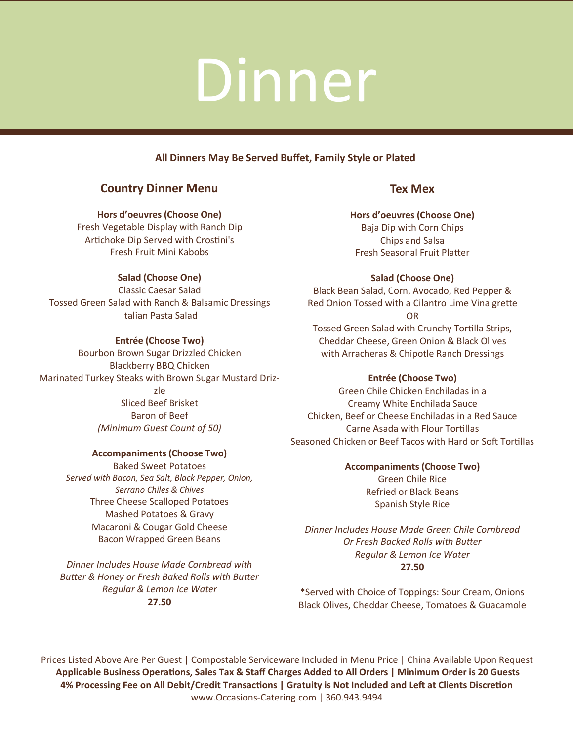# Dinner

**All Dinners May Be Served Buffet, Family Style or Plated**

## Country Dinner Menu

**Hors d'oeuvres (Choose One)**

Fresh Vegetable Display with Ranch Dip
Artichoke Dip Served with Crostini's
Fresh Fruit Mini Kabobs

**Salad (Choose One)**

Classic Caesar Salad
Tossed Green Salad with Ranch & Balsamic Dressings
Italian Pasta Salad

**Entrée (Choose Two)**

Bourbon Brown Sugar Drizzled Chicken
Blackberry BBQ Chicken
Marinated Turkey Steaks with Brown Sugar Mustard Drizzle
Sliced Beef Brisket
Baron of Beef
*(Minimum Guest Count of 50)*

**Accompaniments (Choose Two)**

Baked Sweet Potatoes
*Served with Bacon, Sea Salt, Black Pepper, Onion, Serrano Chiles & Chives*
Three Cheese Scalloped Potatoes
Mashed Potatoes & Gravy
Macaroni & Cougar Gold Cheese
Bacon Wrapped Green Beans

*Dinner Includes House Made Cornbread with Butter & Honey or Fresh Baked Rolls with Butter*
*Regular & Lemon Ice Water*
**27.50**

## Tex Mex

**Hors d'oeuvres (Choose One)**

Baja Dip with Corn Chips
Chips and Salsa
Fresh Seasonal Fruit Platter

**Salad (Choose One)**

Black Bean Salad, Corn, Avocado, Red Pepper & Red Onion Tossed with a Cilantro Lime Vinaigrette
OR
Tossed Green Salad with Crunchy Tortilla Strips, Cheddar Cheese, Green Onion & Black Olives with Arracheras & Chipotle Ranch Dressings

**Entrée (Choose Two)**

Green Chile Chicken Enchiladas in a Creamy White Enchilada Sauce
Chicken, Beef or Cheese Enchiladas in a Red Sauce
Carne Asada with Flour Tortillas
Seasoned Chicken or Beef Tacos with Hard or Soft Tortillas

**Accompaniments (Choose Two)**

Green Chile Rice
Refried or Black Beans
Spanish Style Rice

*Dinner Includes House Made Green Chile Cornbread Or Fresh Backed Rolls with Butter*
*Regular & Lemon Ice Water*
**27.50**

*Served with Choice of Toppings: Sour Cream, Onions Black Olives, Cheddar Cheese, Tomatoes & Guacamole

Prices Listed Above Are Per Guest | Compostable Serviceware Included in Menu Price | China Available Upon Request
**Applicable Business Operations, Sales Tax & Staff Charges Added to All Orders | Minimum Order is 20 Guests**
**4% Processing Fee on All Debit/Credit Transactions | Gratuity is Not Included and Left at Clients Discretion**
www.Occasions-Catering.com | 360.943.9494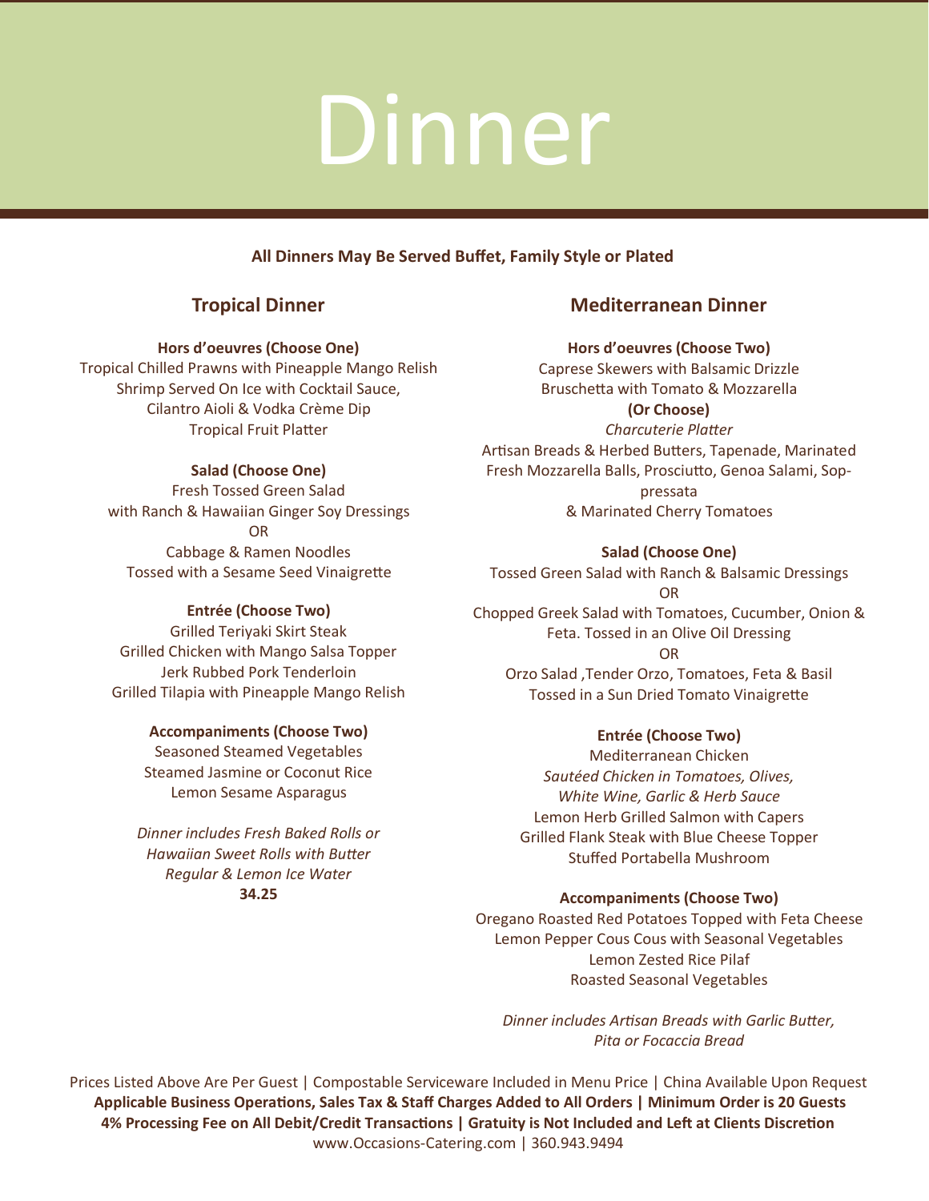# Dinner

**All Dinners May Be Served Buffet, Family Style or Plated**

## Tropical Dinner

**Hors d'oeuvres (Choose One)**

Tropical Chilled Prawns with Pineapple Mango Relish
Shrimp Served On Ice with Cocktail Sauce,
Cilantro Aioli & Vodka Crème Dip
Tropical Fruit Platter

**Salad (Choose One)**

Fresh Tossed Green Salad
with Ranch & Hawaiian Ginger Soy Dressings
OR
Cabbage & Ramen Noodles
Tossed with a Sesame Seed Vinaigrette

**Entrée (Choose Two)**

Grilled Teriyaki Skirt Steak
Grilled Chicken with Mango Salsa Topper
Jerk Rubbed Pork Tenderloin
Grilled Tilapia with Pineapple Mango Relish

**Accompaniments (Choose Two)**

Seasoned Steamed Vegetables
Steamed Jasmine or Coconut Rice
Lemon Sesame Asparagus

*Dinner includes Fresh Baked Rolls or*
*Hawaiian Sweet Rolls with Butter*
*Regular & Lemon Ice Water*
**34.25**

## Mediterranean Dinner

**Hors d'oeuvres (Choose Two)**

Caprese Skewers with Balsamic Drizzle
Bruschetta with Tomato & Mozzarella
**(Or Choose)**
*Charcuterie Platter*
Artisan Breads & Herbed Butters, Tapenade, Marinated Fresh Mozzarella Balls, Prosciutto, Genoa Salami, Sop-pressata
& Marinated Cherry Tomatoes

**Salad (Choose One)**

Tossed Green Salad with Ranch & Balsamic Dressings
OR
Chopped Greek Salad with Tomatoes, Cucumber, Onion & Feta. Tossed in an Olive Oil Dressing
OR
Orzo Salad ,Tender Orzo, Tomatoes, Feta & Basil
Tossed in a Sun Dried Tomato Vinaigrette

**Entrée (Choose Two)**

Mediterranean Chicken
*Sautéed Chicken in Tomatoes, Olives,*
*White Wine, Garlic & Herb Sauce*
Lemon Herb Grilled Salmon with Capers
Grilled Flank Steak with Blue Cheese Topper
Stuffed Portabella Mushroom

**Accompaniments (Choose Two)**

Oregano Roasted Red Potatoes Topped with Feta Cheese
Lemon Pepper Cous Cous with Seasonal Vegetables
Lemon Zested Rice Pilaf
Roasted Seasonal Vegetables

*Dinner includes Artisan Breads with Garlic Butter,*
*Pita or Focaccia Bread*

Prices Listed Above Are Per Guest | Compostable Serviceware Included in Menu Price | China Available Upon Request
**Applicable Business Operations, Sales Tax & Staff Charges Added to All Orders | Minimum Order is 20 Guests**
**4% Processing Fee on All Debit/Credit Transactions | Gratuity is Not Included and Left at Clients Discretion**
www.Occasions-Catering.com | 360.943.9494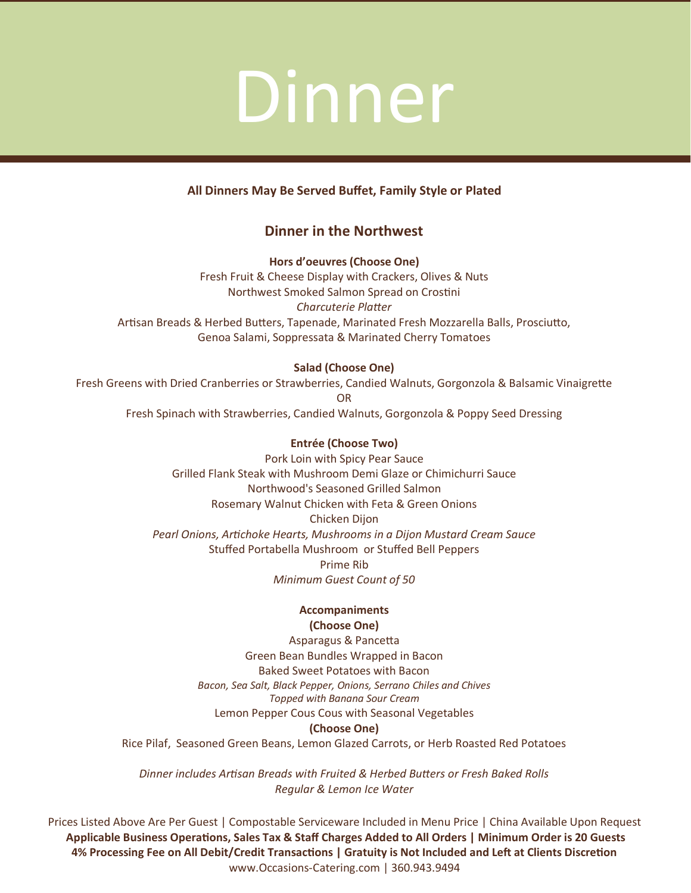# Dinner

**All Dinners May Be Served Buffet, Family Style or Plated**

## Dinner in the Northwest

**Hors d'oeuvres (Choose One)**

Fresh Fruit & Cheese Display with Crackers, Olives & Nuts

Northwest Smoked Salmon Spread on Crostini

*Charcuterie Platter*

Artisan Breads & Herbed Butters, Tapenade, Marinated Fresh Mozzarella Balls, Prosciutto, Genoa Salami, Soppressata & Marinated Cherry Tomatoes

**Salad (Choose One)**

Fresh Greens with Dried Cranberries or Strawberries, Candied Walnuts, Gorgonzola & Balsamic Vinaigrette

OR

Fresh Spinach with Strawberries, Candied Walnuts, Gorgonzola & Poppy Seed Dressing

**Entrée (Choose Two)**

Pork Loin with Spicy Pear Sauce

Grilled Flank Steak with Mushroom Demi Glaze or Chimichurri Sauce

Northwood's Seasoned Grilled Salmon

Rosemary Walnut Chicken with Feta & Green Onions

Chicken Dijon

*Pearl Onions, Artichoke Hearts, Mushrooms in a Dijon Mustard Cream Sauce*

Stuffed Portabella Mushroom or Stuffed Bell Peppers

Prime Rib

*Minimum Guest Count of 50*

**Accompaniments**

**(Choose One)**

Asparagus & Pancetta

Green Bean Bundles Wrapped in Bacon

Baked Sweet Potatoes with Bacon

*Bacon, Sea Salt, Black Pepper, Onions, Serrano Chiles and Chives*

*Topped with Banana Sour Cream*

Lemon Pepper Cous Cous with Seasonal Vegetables

**(Choose One)**

Rice Pilaf, Seasoned Green Beans, Lemon Glazed Carrots, or Herb Roasted Red Potatoes

*Dinner includes Artisan Breads with Fruited & Herbed Butters or Fresh Baked Rolls*

*Regular & Lemon Ice Water*

Prices Listed Above Are Per Guest | Compostable Serviceware Included in Menu Price | China Available Upon Request

**Applicable Business Operations, Sales Tax & Staff Charges Added to All Orders | Minimum Order is 20 Guests**

**4% Processing Fee on All Debit/Credit Transactions | Gratuity is Not Included and Left at Clients Discretion**

www.Occasions-Catering.com | 360.943.9494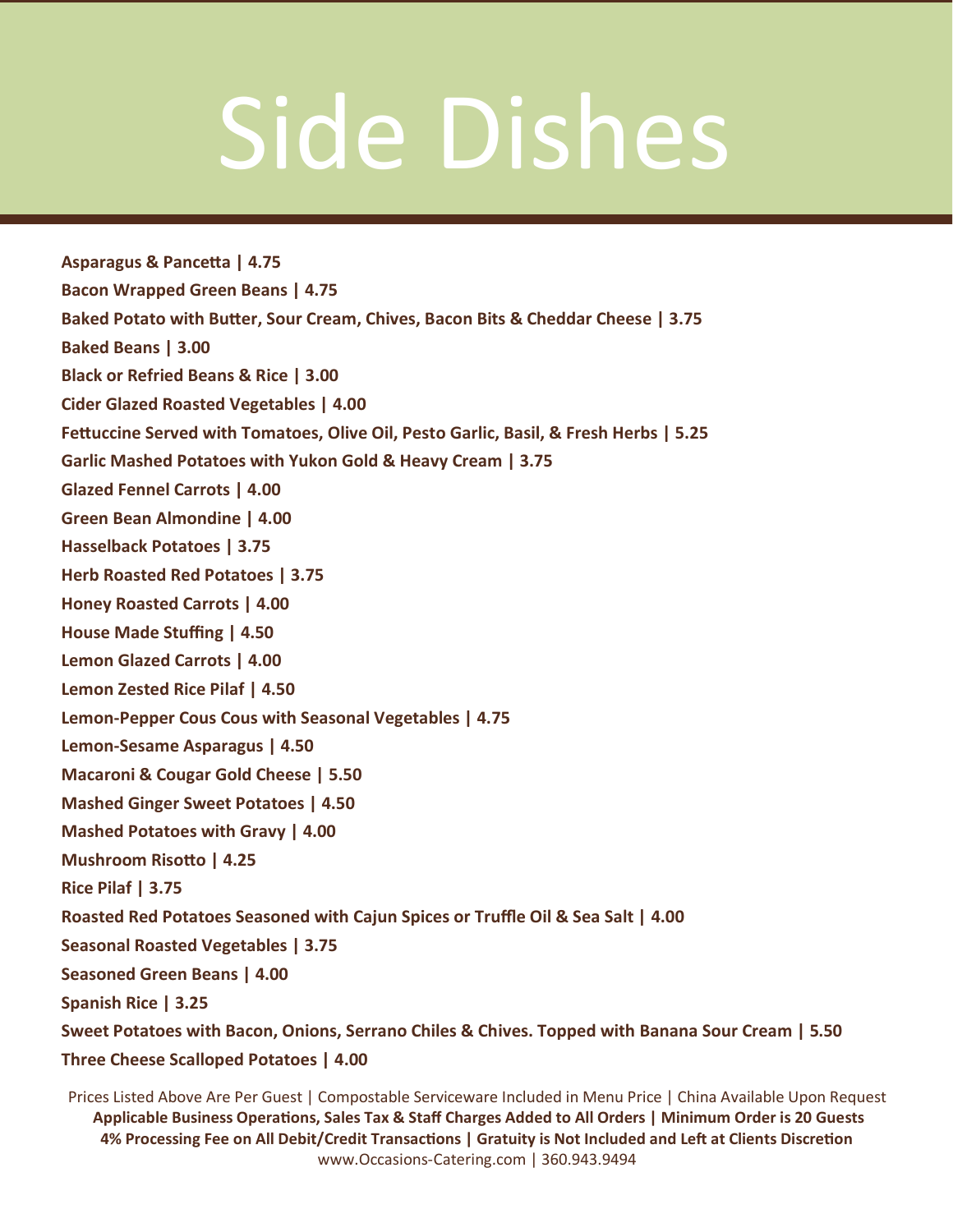# Side Dishes

**Asparagus & Pancetta | 4.75**

**Bacon Wrapped Green Beans | 4.75**

**Baked Potato with Butter, Sour Cream, Chives, Bacon Bits & Cheddar Cheese | 3.75**

**Baked Beans | 3.00**

**Black or Refried Beans & Rice | 3.00**

**Cider Glazed Roasted Vegetables | 4.00**

**Fettuccine Served with Tomatoes, Olive Oil, Pesto Garlic, Basil, & Fresh Herbs | 5.25**

**Garlic Mashed Potatoes with Yukon Gold & Heavy Cream | 3.75**

**Glazed Fennel Carrots | 4.00**

**Green Bean Almondine | 4.00**

**Hasselback Potatoes | 3.75**

**Herb Roasted Red Potatoes | 3.75**

**Honey Roasted Carrots | 4.00**

**House Made Stuffing | 4.50**

**Lemon Glazed Carrots | 4.00**

**Lemon Zested Rice Pilaf | 4.50**

**Lemon-Pepper Cous Cous with Seasonal Vegetables | 4.75**

**Lemon-Sesame Asparagus | 4.50**

**Macaroni & Cougar Gold Cheese | 5.50**

**Mashed Ginger Sweet Potatoes | 4.50**

**Mashed Potatoes with Gravy | 4.00**

**Mushroom Risotto | 4.25**

**Rice Pilaf | 3.75**

**Roasted Red Potatoes Seasoned with Cajun Spices or Truffle Oil & Sea Salt | 4.00**

**Seasonal Roasted Vegetables | 3.75**

**Seasoned Green Beans | 4.00**

**Spanish Rice | 3.25**

**Sweet Potatoes with Bacon, Onions, Serrano Chiles & Chives. Topped with Banana Sour Cream | 5.50**

**Three Cheese Scalloped Potatoes | 4.00**

Prices Listed Above Are Per Guest | Compostable Serviceware Included in Menu Price | China Available Upon Request

**Applicable Business Operations, Sales Tax & Staff Charges Added to All Orders | Minimum Order is 20 Guests**

**4% Processing Fee on All Debit/Credit Transactions | Gratuity is Not Included and Left at Clients Discretion**

www.Occasions-Catering.com | 360.943.9494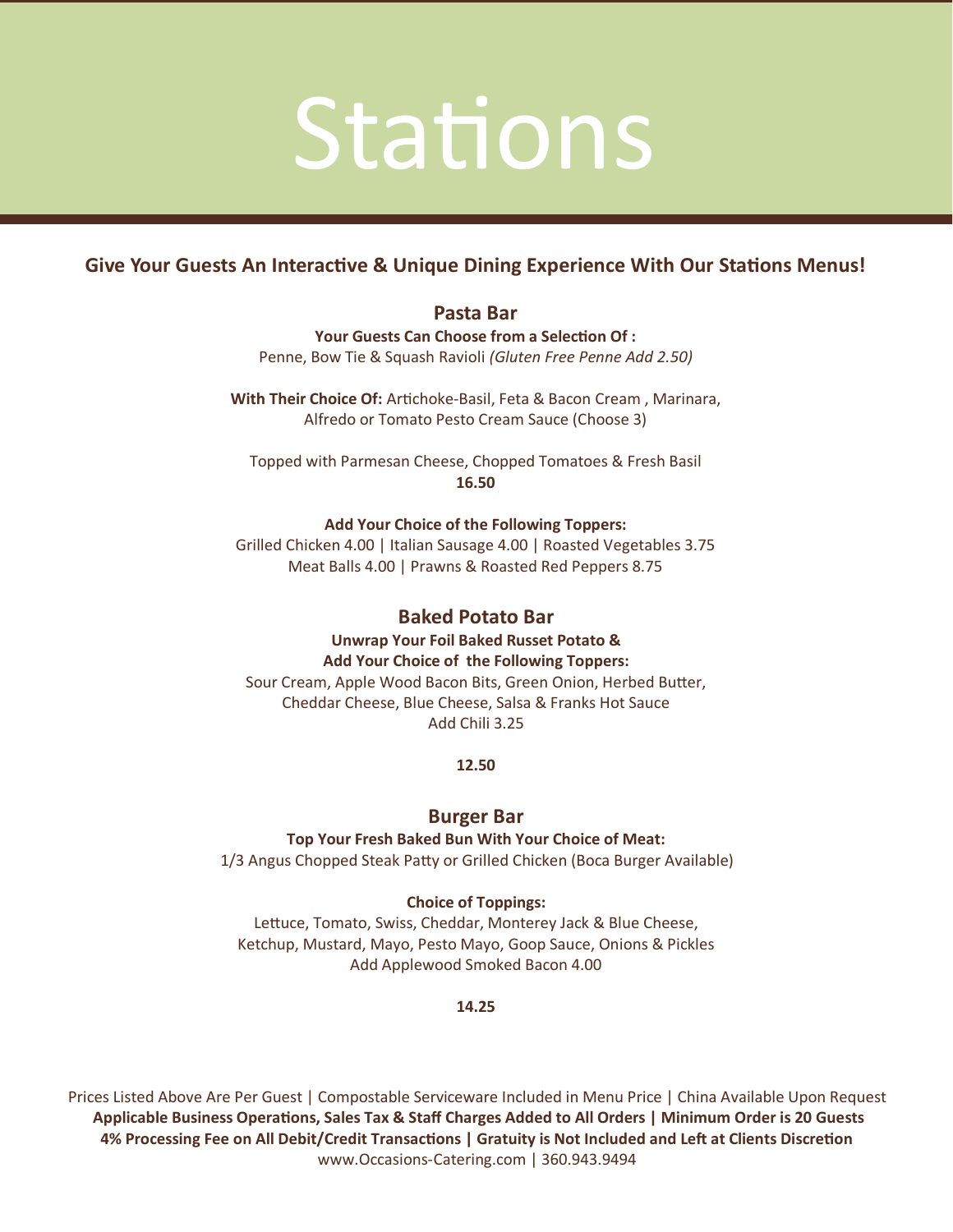# Stations

**Give Your Guests An Interactive & Unique Dining Experience With Our Stations Menus!**

## Pasta Bar

**Your Guests Can Choose from a Selection Of :**
Penne, Bow Tie & Squash Ravioli *(Gluten Free Penne Add 2.50)*

**With Their Choice Of:** Artichoke-Basil, Feta & Bacon Cream , Marinara, Alfredo or Tomato Pesto Cream Sauce (Choose 3)

Topped with Parmesan Cheese, Chopped Tomatoes & Fresh Basil
**16.50**

**Add Your Choice of the Following Toppers:**
Grilled Chicken 4.00 | Italian Sausage 4.00 | Roasted Vegetables 3.75
Meat Balls 4.00 | Prawns & Roasted Red Peppers 8.75

## Baked Potato Bar

**Unwrap Your Foil Baked Russet Potato &**
**Add Your Choice of the Following Toppers:**
Sour Cream, Apple Wood Bacon Bits, Green Onion, Herbed Butter, Cheddar Cheese, Blue Cheese, Salsa & Franks Hot Sauce
Add Chili 3.25

**12.50**

## Burger Bar

**Top Your Fresh Baked Bun With Your Choice of Meat:**
1/3 Angus Chopped Steak Patty or Grilled Chicken (Boca Burger Available)

**Choice of Toppings:**
Lettuce, Tomato, Swiss, Cheddar, Monterey Jack & Blue Cheese, Ketchup, Mustard, Mayo, Pesto Mayo, Goop Sauce, Onions & Pickles
Add Applewood Smoked Bacon 4.00

**14.25**

Prices Listed Above Are Per Guest | Compostable Serviceware Included in Menu Price | China Available Upon Request
**Applicable Business Operations, Sales Tax & Staff Charges Added to All Orders | Minimum Order is 20 Guests**
**4% Processing Fee on All Debit/Credit Transactions | Gratuity is Not Included and Left at Clients Discretion**
www.Occasions-Catering.com | 360.943.9494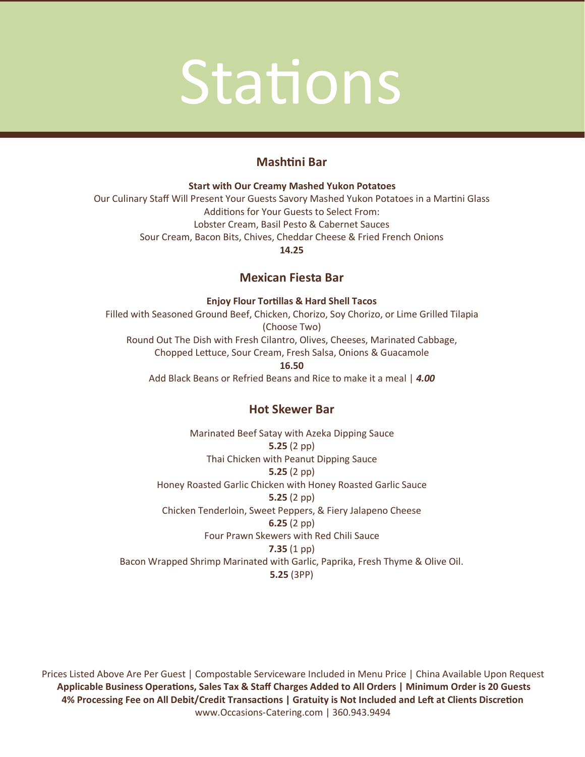# Stations

## Mashtini Bar

**Start with Our Creamy Mashed Yukon Potatoes**

Our Culinary Staff Will Present Your Guests Savory Mashed Yukon Potatoes in a Martini Glass

Additions for Your Guests to Select From:

Lobster Cream, Basil Pesto & Cabernet Sauces

Sour Cream, Bacon Bits, Chives, Cheddar Cheese & Fried French Onions

**14.25**

## Mexican Fiesta Bar

**Enjoy Flour Tortillas & Hard Shell Tacos**

Filled with Seasoned Ground Beef, Chicken, Chorizo, Soy Chorizo, or Lime Grilled Tilapia

(Choose Two)

Round Out The Dish with Fresh Cilantro, Olives, Cheeses, Marinated Cabbage,

Chopped Lettuce, Sour Cream, Fresh Salsa, Onions & Guacamole

**16.50**

Add Black Beans or Refried Beans and Rice to make it a meal | ***4.00***

## Hot Skewer Bar

Marinated Beef Satay with Azeka Dipping Sauce

**5.25** (2 pp)

Thai Chicken with Peanut Dipping Sauce

**5.25** (2 pp)

Honey Roasted Garlic Chicken with Honey Roasted Garlic Sauce

**5.25** (2 pp)

Chicken Tenderloin, Sweet Peppers, & Fiery Jalapeno Cheese

**6.25** (2 pp)

Four Prawn Skewers with Red Chili Sauce

**7.35** (1 pp)

Bacon Wrapped Shrimp Marinated with Garlic, Paprika, Fresh Thyme & Olive Oil.

**5.25** (3PP)

Prices Listed Above Are Per Guest | Compostable Serviceware Included in Menu Price | China Available Upon Request

**Applicable Business Operations, Sales Tax & Staff Charges Added to All Orders | Minimum Order is 20 Guests**

**4% Processing Fee on All Debit/Credit Transactions | Gratuity is Not Included and Left at Clients Discretion**

www.Occasions-Catering.com | 360.943.9494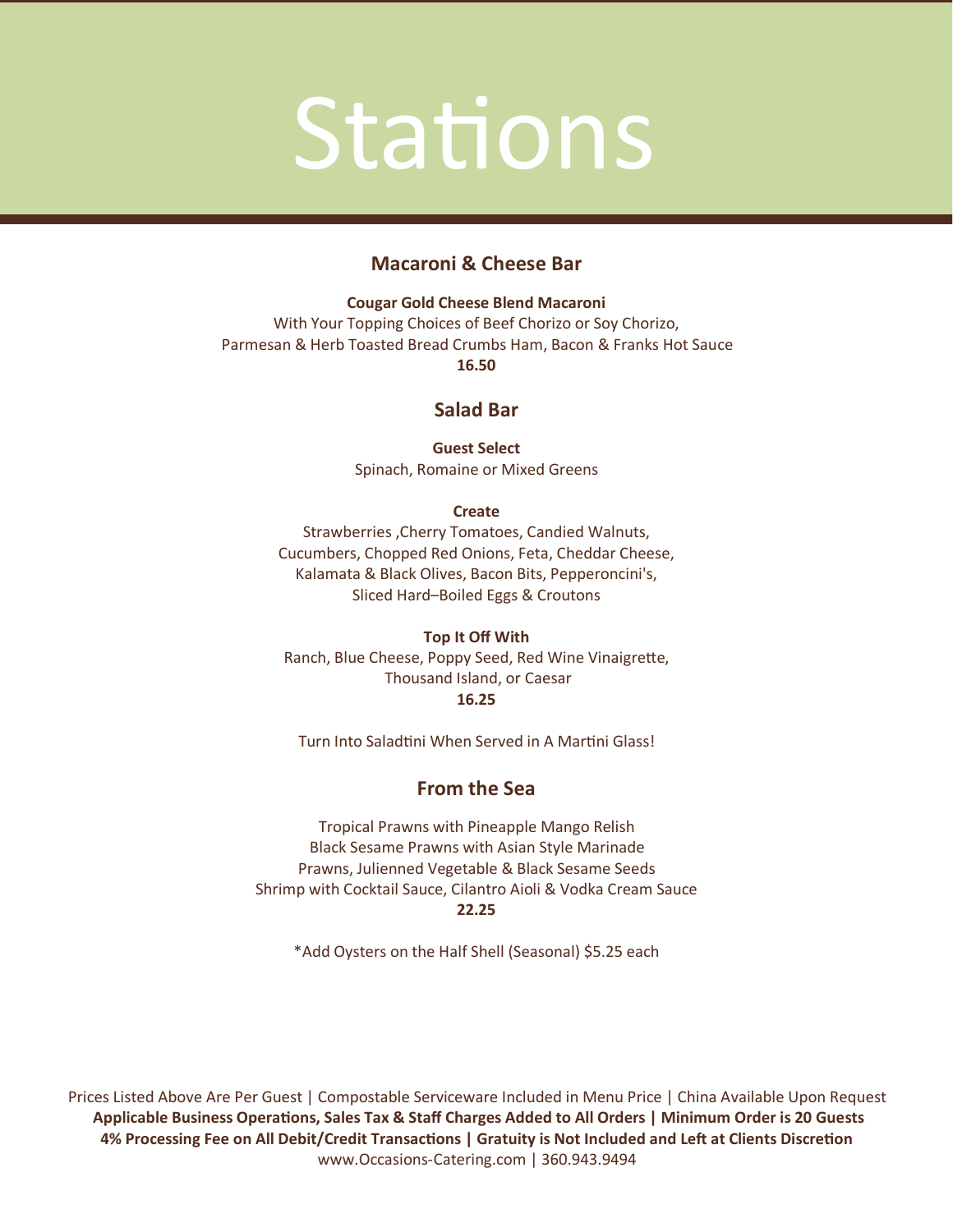# Stations

## Macaroni & Cheese Bar

**Cougar Gold Cheese Blend Macaroni**

With Your Topping Choices of Beef Chorizo or Soy Chorizo,
Parmesan & Herb Toasted Bread Crumbs Ham, Bacon & Franks Hot Sauce

**16.50**

## Salad Bar

**Guest Select**

Spinach, Romaine or Mixed Greens

**Create**

Strawberries ,Cherry Tomatoes, Candied Walnuts,
Cucumbers, Chopped Red Onions, Feta, Cheddar Cheese,
Kalamata & Black Olives, Bacon Bits, Pepperoncini's,
Sliced Hard–Boiled Eggs & Croutons

**Top It Off With**

Ranch, Blue Cheese, Poppy Seed, Red Wine Vinaigrette,
Thousand Island, or Caesar

**16.25**

Turn Into Saladtini When Served in A Martini Glass!

## From the Sea

Tropical Prawns with Pineapple Mango Relish
Black Sesame Prawns with Asian Style Marinade
Prawns, Julienned Vegetable & Black Sesame Seeds
Shrimp with Cocktail Sauce, Cilantro Aioli & Vodka Cream Sauce

**22.25**

*Add Oysters on the Half Shell (Seasonal) $5.25 each

Prices Listed Above Are Per Guest | Compostable Serviceware Included in Menu Price | China Available Upon Request
**Applicable Business Operations, Sales Tax & Staff Charges Added to All Orders | Minimum Order is 20 Guests**
**4% Processing Fee on All Debit/Credit Transactions | Gratuity is Not Included and Left at Clients Discretion**
www.Occasions-Catering.com | 360.943.9494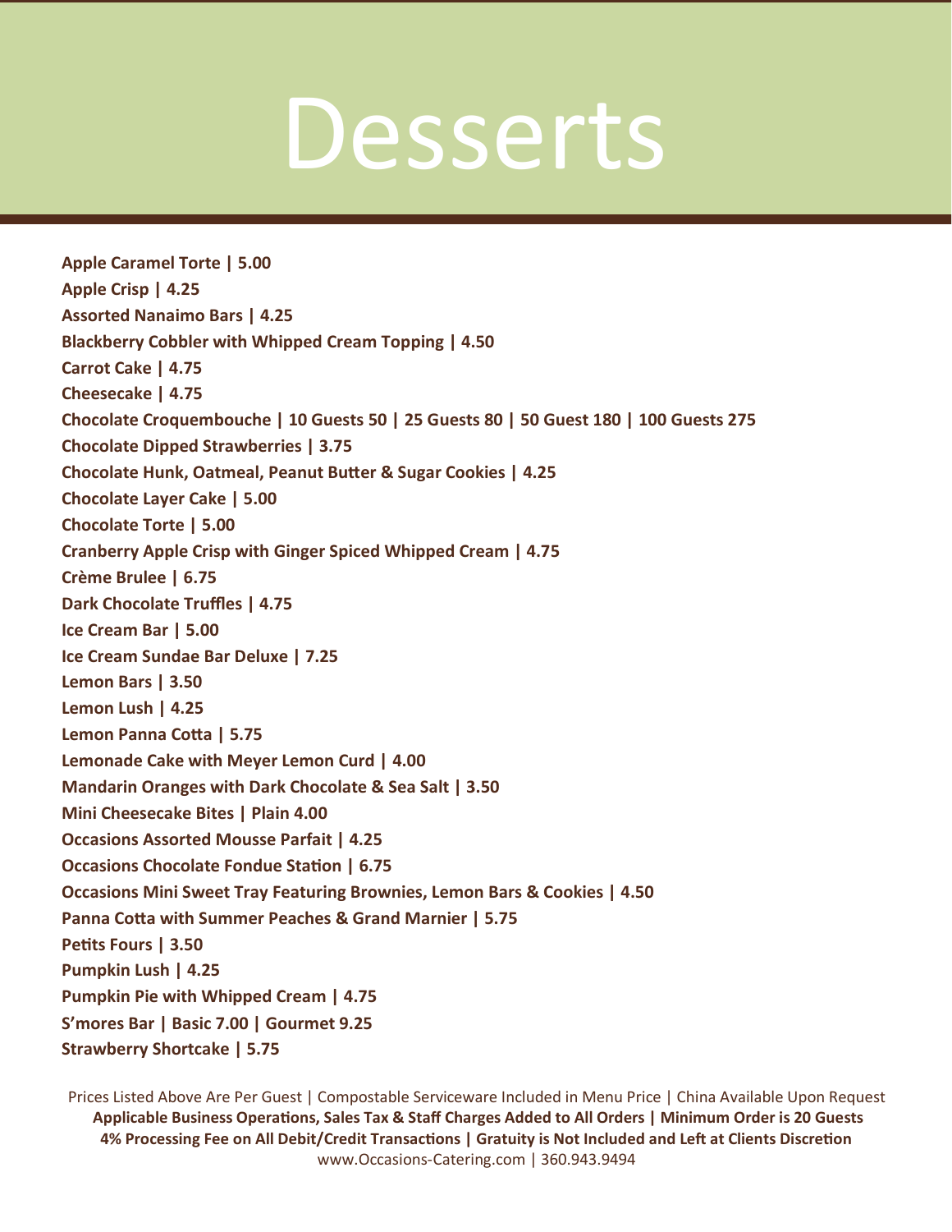# Desserts

**Apple Caramel Torte | 5.00**
**Apple Crisp | 4.25**
**Assorted Nanaimo Bars | 4.25**
**Blackberry Cobbler with Whipped Cream Topping | 4.50**
**Carrot Cake | 4.75**
**Cheesecake | 4.75**
**Chocolate Croquembouche | 10 Guests 50 | 25 Guests 80 | 50 Guest 180 | 100 Guests 275**
**Chocolate Dipped Strawberries | 3.75**
**Chocolate Hunk, Oatmeal, Peanut Butter & Sugar Cookies | 4.25**
**Chocolate Layer Cake | 5.00**
**Chocolate Torte | 5.00**
**Cranberry Apple Crisp with Ginger Spiced Whipped Cream | 4.75**
**Crème Brulee | 6.75**
**Dark Chocolate Truffles | 4.75**
**Ice Cream Bar | 5.00**
**Ice Cream Sundae Bar Deluxe | 7.25**
**Lemon Bars | 3.50**
**Lemon Lush | 4.25**
**Lemon Panna Cotta | 5.75**
**Lemonade Cake with Meyer Lemon Curd | 4.00**
**Mandarin Oranges with Dark Chocolate & Sea Salt | 3.50**
**Mini Cheesecake Bites | Plain 4.00**
**Occasions Assorted Mousse Parfait | 4.25**
**Occasions Chocolate Fondue Station | 6.75**
**Occasions Mini Sweet Tray Featuring Brownies, Lemon Bars & Cookies | 4.50**
**Panna Cotta with Summer Peaches & Grand Marnier | 5.75**
**Petits Fours | 3.50**
**Pumpkin Lush | 4.25**
**Pumpkin Pie with Whipped Cream | 4.75**
**S'mores Bar | Basic 7.00 | Gourmet 9.25**
**Strawberry Shortcake | 5.75**

Prices Listed Above Are Per Guest | Compostable Serviceware Included in Menu Price | China Available Upon Request
**Applicable Business Operations, Sales Tax & Staff Charges Added to All Orders | Minimum Order is 20 Guests**
**4% Processing Fee on All Debit/Credit Transactions | Gratuity is Not Included and Left at Clients Discretion**
www.Occasions-Catering.com | 360.943.9494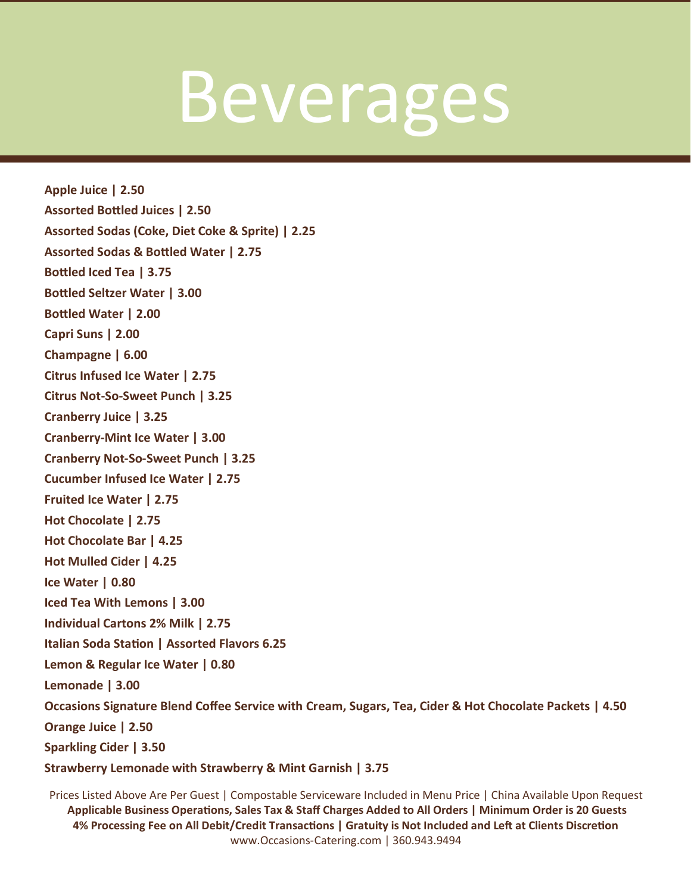# Beverages

**Apple Juice | 2.50**

**Assorted Bottled Juices | 2.50**

**Assorted Sodas (Coke, Diet Coke & Sprite) | 2.25**

**Assorted Sodas & Bottled Water | 2.75**

**Bottled Iced Tea | 3.75**

**Bottled Seltzer Water | 3.00**

**Bottled Water | 2.00**

**Capri Suns | 2.00**

**Champagne | 6.00**

**Citrus Infused Ice Water | 2.75**

**Citrus Not-So-Sweet Punch | 3.25**

**Cranberry Juice | 3.25**

**Cranberry-Mint Ice Water | 3.00**

**Cranberry Not-So-Sweet Punch | 3.25**

**Cucumber Infused Ice Water | 2.75**

**Fruited Ice Water | 2.75**

**Hot Chocolate | 2.75**

**Hot Chocolate Bar | 4.25**

**Hot Mulled Cider | 4.25**

**Ice Water | 0.80**

**Iced Tea With Lemons | 3.00**

**Individual Cartons 2% Milk | 2.75**

**Italian Soda Station | Assorted Flavors 6.25**

**Lemon & Regular Ice Water | 0.80**

**Lemonade | 3.00**

**Occasions Signature Blend Coffee Service with Cream, Sugars, Tea, Cider & Hot Chocolate Packets | 4.50**

**Orange Juice | 2.50**

**Sparkling Cider | 3.50**

**Strawberry Lemonade with Strawberry & Mint Garnish | 3.75**

Prices Listed Above Are Per Guest | Compostable Serviceware Included in Menu Price | China Available Upon Request

**Applicable Business Operations, Sales Tax & Staff Charges Added to All Orders | Minimum Order is 20 Guests**

**4% Processing Fee on All Debit/Credit Transactions | Gratuity is Not Included and Left at Clients Discretion**

www.Occasions-Catering.com | 360.943.9494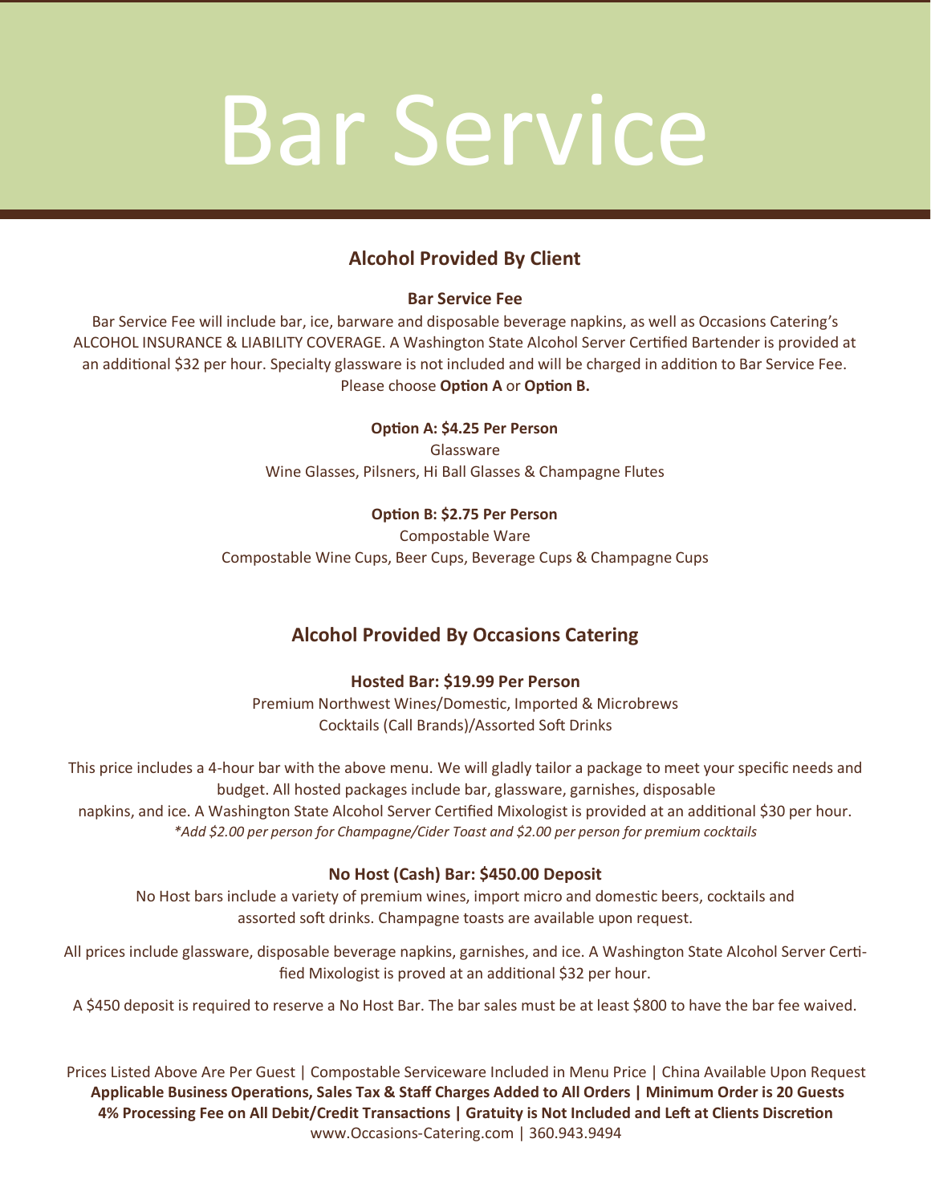# Bar Service

## Alcohol Provided By Client

### Bar Service Fee

Bar Service Fee will include bar, ice, barware and disposable beverage napkins, as well as Occasions Catering's ALCOHOL INSURANCE & LIABILITY COVERAGE. A Washington State Alcohol Server Certified Bartender is provided at an additional $32 per hour. Specialty glassware is not included and will be charged in addition to Bar Service Fee. Please choose **Option A** or **Option B.**

**Option A: $4.25 Per Person**

Glassware

Wine Glasses, Pilsners, Hi Ball Glasses & Champagne Flutes

**Option B: $2.75 Per Person**

Compostable Ware

Compostable Wine Cups, Beer Cups, Beverage Cups & Champagne Cups

## Alcohol Provided By Occasions Catering

### Hosted Bar: $19.99 Per Person

Premium Northwest Wines/Domestic, Imported & Microbrews

Cocktails (Call Brands)/Assorted Soft Drinks

This price includes a 4-hour bar with the above menu. We will gladly tailor a package to meet your specific needs and budget. All hosted packages include bar, glassware, garnishes, disposable napkins, and ice. A Washington State Alcohol Server Certified Mixologist is provided at an additional $30 per hour.

*\*Add $2.00 per person for Champagne/Cider Toast and $2.00 per person for premium cocktails*

### No Host (Cash) Bar: $450.00 Deposit

No Host bars include a variety of premium wines, import micro and domestic beers, cocktails and assorted soft drinks. Champagne toasts are available upon request.

All prices include glassware, disposable beverage napkins, garnishes, and ice. A Washington State Alcohol Server Certified Mixologist is proved at an additional $32 per hour.

A $450 deposit is required to reserve a No Host Bar. The bar sales must be at least $800 to have the bar fee waived.

Prices Listed Above Are Per Guest | Compostable Serviceware Included in Menu Price | China Available Upon Request

**Applicable Business Operations, Sales Tax & Staff Charges Added to All Orders | Minimum Order is 20 Guests**

**4% Processing Fee on All Debit/Credit Transactions | Gratuity is Not Included and Left at Clients Discretion**

www.Occasions-Catering.com | 360.943.9494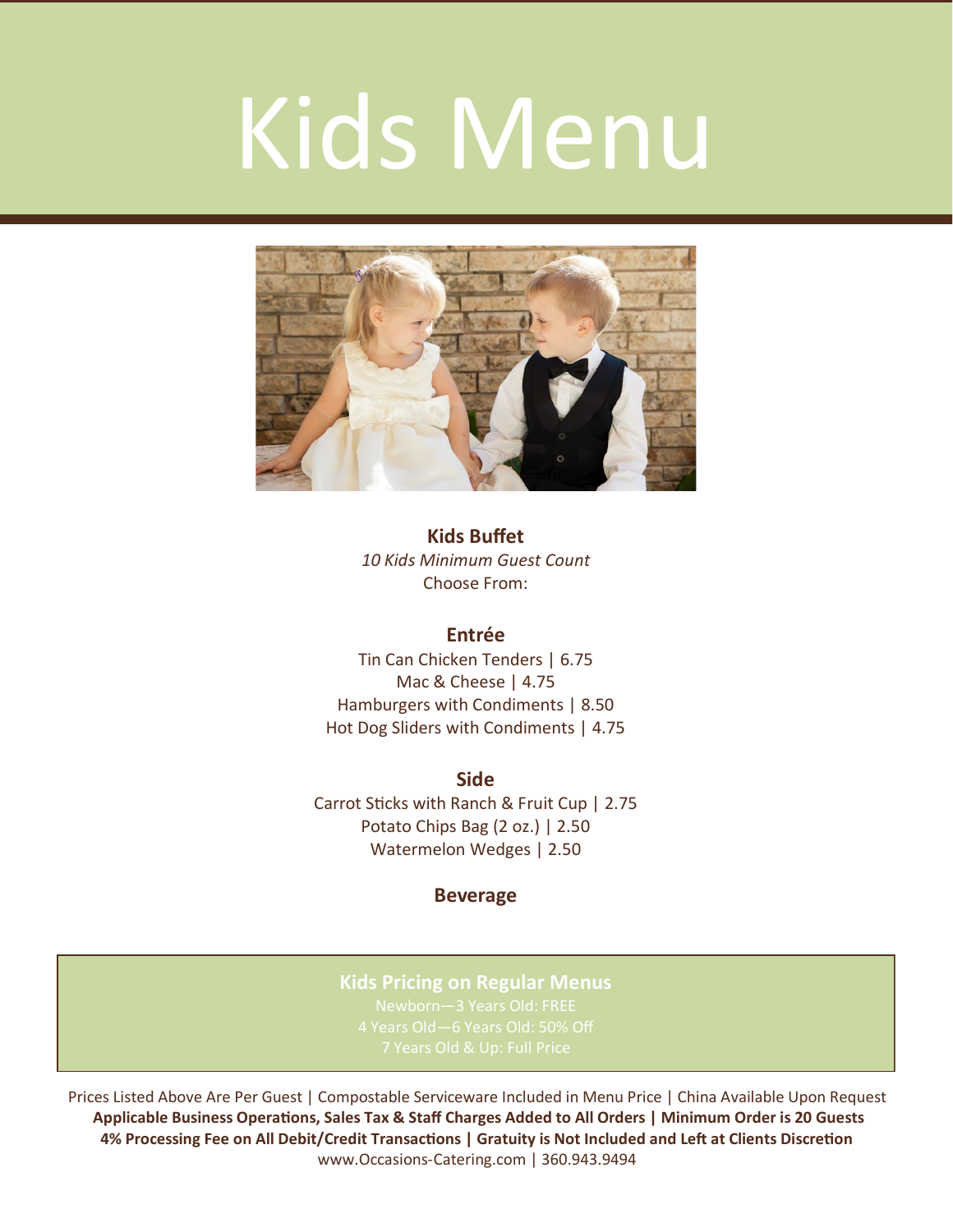# Kids Menu

**Kids Buffet**

*10 Kids Minimum Guest Count*

Choose From:

**Entrée**

Tin Can Chicken Tenders | 6.75

Mac & Cheese | 4.75

Hamburgers with Condiments | 8.50

Hot Dog Sliders with Condiments | 4.75

**Side**

Carrot Sticks with Ranch & Fruit Cup | 2.75

Potato Chips Bag (2 oz.) | 2.50

Watermelon Wedges | 2.50

**Beverage**

**Kids Pricing on Regular Menus**

Newborn—3 Years Old: FREE

4 Years Old—6 Years Old: 50% Off

7 Years Old & Up: Full Price

Prices Listed Above Are Per Guest | Compostable Serviceware Included in Menu Price | China Available Upon Request

**Applicable Business Operations, Sales Tax & Staff Charges Added to All Orders | Minimum Order is 20 Guests**

**4% Processing Fee on All Debit/Credit Transactions | Gratuity is Not Included and Left at Clients Discretion**

www.Occasions-Catering.com | 360.943.9494